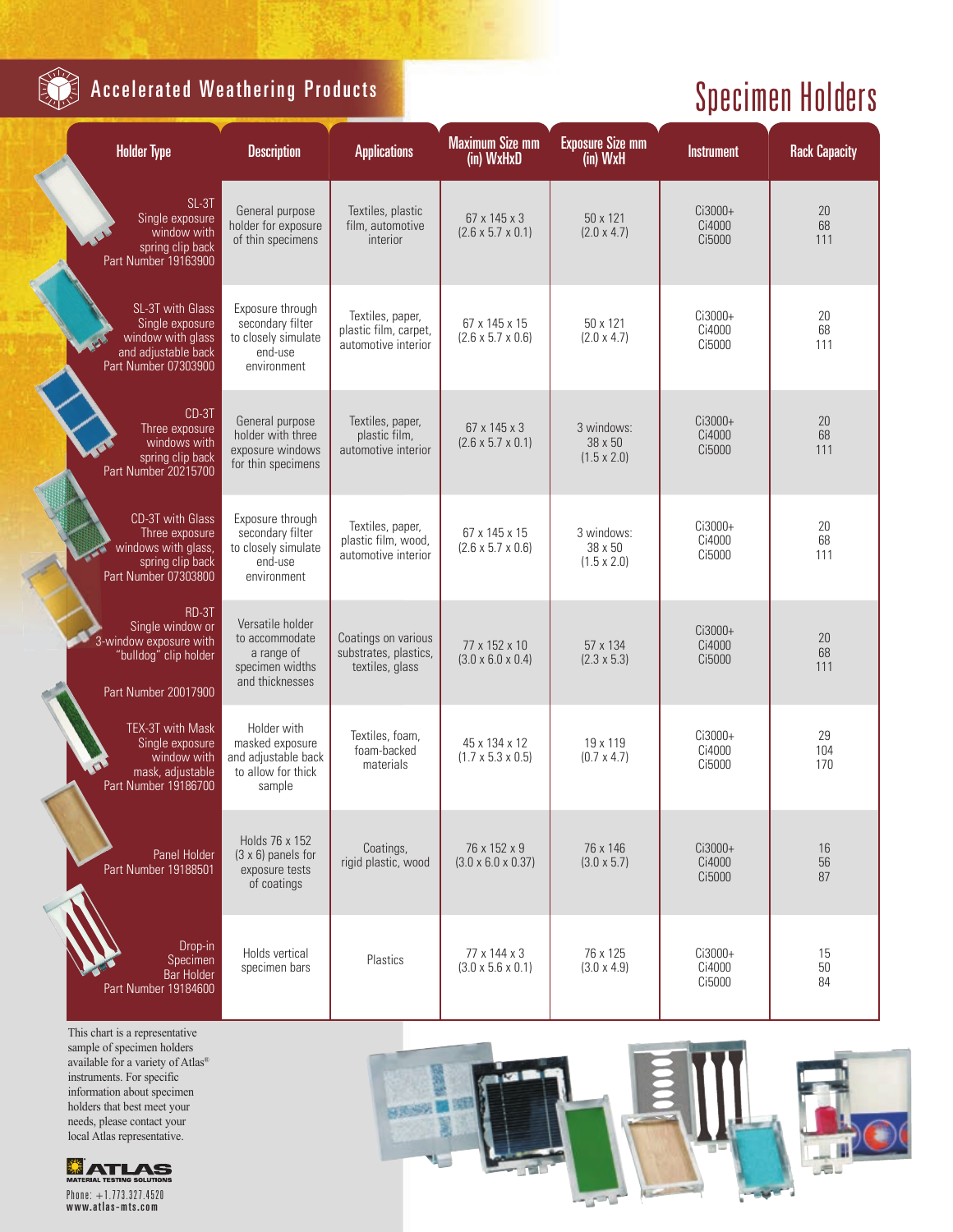Accelerated Weathering Products

# Specimen Holders

| Holder Type | Description | Applications | Maximum Size mm (in) WxHxD | Exposure Size mm (in) WxH | Instrument | Rack Capacity |
|---|---|---|---|---|---|---|
| SL-3T Single exposure window with spring clip back Part Number 19163900 | General purpose holder for exposure of thin specimens | Textiles, plastic film, automotive interior | 67 x 145 x 3 (2.6 x 5.7 x 0.1) | 50 x 121 (2.0 x 4.7) | Ci3000+ Ci4000 Ci5000 | 20 68 111 |
| SL-3T with Glass Single exposure window with glass and adjustable back Part Number 07303900 | Exposure through secondary filter to closely simulate end-use environment | Textiles, paper, plastic film, carpet, automotive interior | 67 x 145 x 15 (2.6 x 5.7 x 0.6) | 50 x 121 (2.0 x 4.7) | Ci3000+ Ci4000 Ci5000 | 20 68 111 |
| CD-3T Three exposure windows with spring clip back Part Number 20215700 | General purpose holder with three exposure windows for thin specimens | Textiles, paper, plastic film, automotive interior | 67 x 145 x 3 (2.6 x 5.7 x 0.1) | 3 windows: 38 x 50 (1.5 x 2.0) | Ci3000+ Ci4000 Ci5000 | 20 68 111 |
| CD-3T with Glass Three exposure windows with glass, spring clip back Part Number 07303800 | Exposure through secondary filter to closely simulate end-use environment | Textiles, paper, plastic film, wood, automotive interior | 67 x 145 x 15 (2.6 x 5.7 x 0.6) | 3 windows: 38 x 50 (1.5 x 2.0) | Ci3000+ Ci4000 Ci5000 | 20 68 111 |
| RD-3T Single window or 3-window exposure with "bulldog" clip holder Part Number 20017900 | Versatile holder to accommodate a range of specimen widths and thicknesses | Coatings on various substrates, plastics, textiles, glass | 77 x 152 x 10 (3.0 x 6.0 x 0.4) | 57 x 134 (2.3 x 5.3) | Ci3000+ Ci4000 Ci5000 | 20 68 111 |
| TEX-3T with Mask Single exposure window with mask, adjustable Part Number 19186700 | Holder with masked exposure and adjustable back to allow for thick sample | Textiles, foam, foam-backed materials | 45 x 134 x 12 (1.7 x 5.3 x 0.5) | 19 x 119 (0.7 x 4.7) | Ci3000+ Ci4000 Ci5000 | 29 104 170 |
| Panel Holder Part Number 19188501 | Holds 76 x 152 (3 x 6) panels for exposure tests of coatings | Coatings, rigid plastic, wood | 76 x 152 x 9 (3.0 x 6.0 x 0.37) | 76 x 146 (3.0 x 5.7) | Ci3000+ Ci4000 Ci5000 | 16 56 87 |
| Drop-in Specimen Bar Holder Part Number 19184600 | Holds vertical specimen bars | Plastics | 77 x 144 x 3 (3.0 x 5.6 x 0.1) | 76 x 125 (3.0 x 4.9) | Ci3000+ Ci4000 Ci5000 | 15 50 84 |

This chart is a representative sample of specimen holders available for a variety of Atlas® instruments. For specific information about specimen holders that best meet your needs, please contact your local Atlas representative.

ATLAS MATERIAL TESTING SOLUTIONS

Phone: +1.773.327.4520
www.atlas-mts.com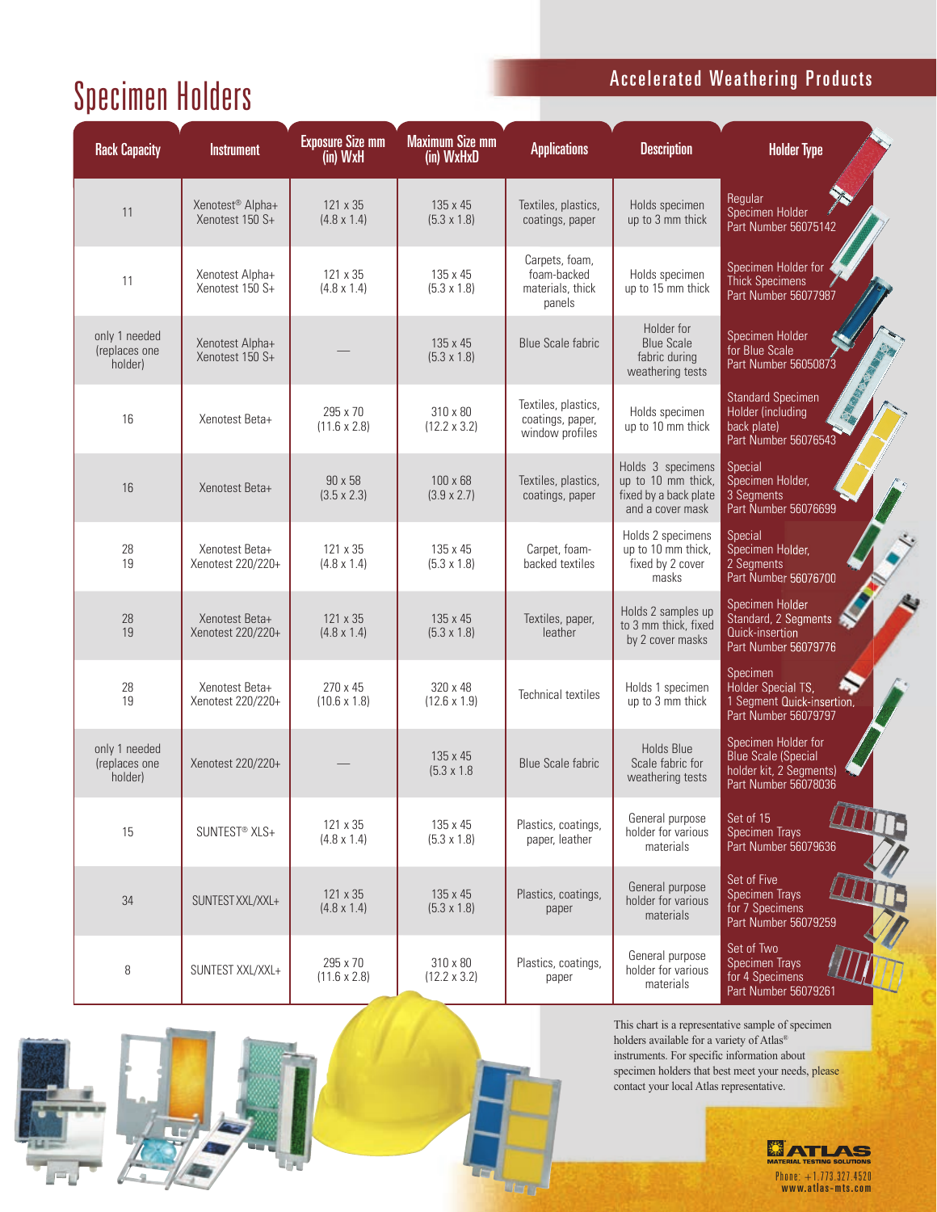# Specimen Holders

## Accelerated Weathering Products

| Rack Capacity | Instrument | Exposure Size mm (in) WxH | Maximum Size mm (in) WxHxD | Applications | Description | Holder Type |
|---|---|---|---|---|---|---|
| 11 | Xenotest® Alpha+ Xenotest 150 S+ | 121 x 35 (4.8 x 1.4) | 135 x 45 (5.3 x 1.8) | Textiles, plastics, coatings, paper | Holds specimen up to 3 mm thick | Regular Specimen Holder Part Number 56075142 |
| 11 | Xenotest Alpha+ Xenotest 150 S+ | 121 x 35 (4.8 x 1.4) | 135 x 45 (5.3 x 1.8) | Carpets, foam, foam-backed materials, thick panels | Holds specimen up to 15 mm thick | Specimen Holder for Thick Specimens Part Number 56077987 |
| only 1 needed (replaces one holder) | Xenotest Alpha+ Xenotest 150 S+ | — | 135 x 45 (5.3 x 1.8) | Blue Scale fabric | Holder for Blue Scale fabric during weathering tests | Specimen Holder for Blue Scale Part Number 56050873 |
| 16 | Xenotest Beta+ | 295 x 70 (11.6 x 2.8) | 310 x 80 (12.2 x 3.2) | Textiles, plastics, coatings, paper, window profiles | Holds specimen up to 10 mm thick | Standard Specimen Holder (including back plate) Part Number 56076543 |
| 16 | Xenotest Beta+ | 90 x 58 (3.5 x 2.3) | 100 x 68 (3.9 x 2.7) | Textiles, plastics, coatings, paper | Holds 3 specimens up to 10 mm thick, fixed by a back plate and a cover mask | Special Specimen Holder, 3 Segments Part Number 56076699 |
| 28 19 | Xenotest Beta+ Xenotest 220/220+ | 121 x 35 (4.8 x 1.4) | 135 x 45 (5.3 x 1.8) | Carpet, foam-backed textiles | Holds 2 specimens up to 10 mm thick, fixed by 2 cover masks | Special Specimen Holder, 2 Segments Part Number 56076700 |
| 28 19 | Xenotest Beta+ Xenotest 220/220+ | 121 x 35 (4.8 x 1.4) | 135 x 45 (5.3 x 1.8) | Textiles, paper, leather | Holds 2 samples up to 3 mm thick, fixed by 2 cover masks | Specimen Holder Standard, 2 Segments Quick-insertion Part Number 56079776 |
| 28 19 | Xenotest Beta+ Xenotest 220/220+ | 270 x 45 (10.6 x 1.8) | 320 x 48 (12.6 x 1.9) | Technical textiles | Holds 1 specimen up to 3 mm thick | Specimen Holder Special TS, 1 Segment Quick-insertion, Part Number 56079797 |
| only 1 needed (replaces one holder) | Xenotest 220/220+ | — | 135 x 45 (5.3 x 1.8 | Blue Scale fabric | Holds Blue Scale fabric for weathering tests | Specimen Holder for Blue Scale (Special holder kit, 2 Segments) Part Number 56078036 |
| 15 | SUNTEST® XLS+ | 121 x 35 (4.8 x 1.4) | 135 x 45 (5.3 x 1.8) | Plastics, coatings, paper, leather | General purpose holder for various materials | Set of 15 Specimen Trays Part Number 56079636 |
| 34 | SUNTEST XXL/XXL+ | 121 x 35 (4.8 x 1.4) | 135 x 45 (5.3 x 1.8) | Plastics, coatings, paper | General purpose holder for various materials | Set of Five Specimen Trays for 7 Specimens Part Number 56079259 |
| 8 | SUNTEST XXL/XXL+ | 295 x 70 (11.6 x 2.8) | 310 x 80 (12.2 x 3.2) | Plastics, coatings, paper | General purpose holder for various materials | Set of Two Specimen Trays for 4 Specimens Part Number 56079261 |

This chart is a representative sample of specimen holders available for a variety of Atlas® instruments. For specific information about specimen holders that best meet your needs, please contact your local Atlas representative.

ATLAS
MATERIAL TESTING SOLUTIONS

Phone: +1.773.327.4520
www.atlas-mts.com